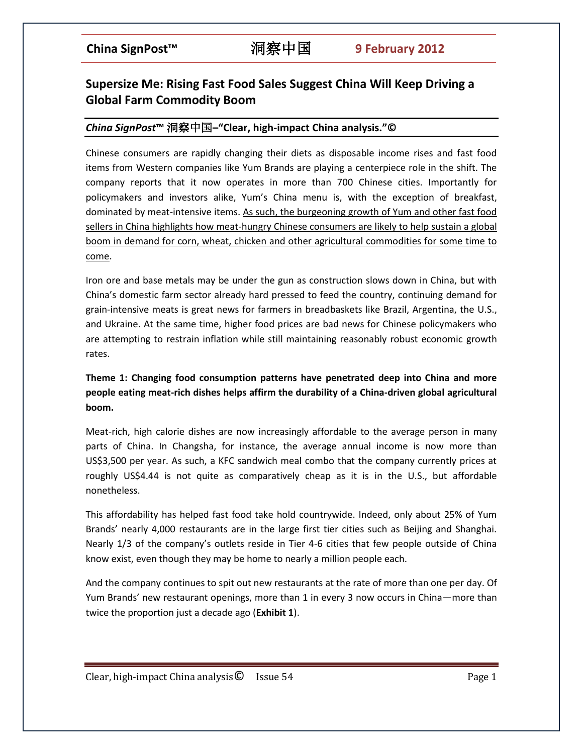# Supersize Me: Rising Fast Food Sales Suggest China Will Keep Driving a Global Farm Commodity Boom

***China SignPost*™ 洞察中国–"Clear, high-impact China analysis."©**

Chinese consumers are rapidly changing their diets as disposable income rises and fast food items from Western companies like Yum Brands are playing a centerpiece role in the shift. The company reports that it now operates in more than 700 Chinese cities. Importantly for policymakers and investors alike, Yum's China menu is, with the exception of breakfast, dominated by meat-intensive items. <u>As such, the burgeoning growth of Yum and other fast food sellers in China highlights how meat-hungry Chinese consumers are likely to help sustain a global boom in demand for corn, wheat, chicken and other agricultural commodities for some time to come</u>.

Iron ore and base metals may be under the gun as construction slows down in China, but with China's domestic farm sector already hard pressed to feed the country, continuing demand for grain-intensive meats is great news for farmers in breadbaskets like Brazil, Argentina, the U.S., and Ukraine. At the same time, higher food prices are bad news for Chinese policymakers who are attempting to restrain inflation while still maintaining reasonably robust economic growth rates.

**Theme 1: Changing food consumption patterns have penetrated deep into China and more people eating meat-rich dishes helps affirm the durability of a China-driven global agricultural boom.**

Meat-rich, high calorie dishes are now increasingly affordable to the average person in many parts of China. In Changsha, for instance, the average annual income is now more than US$3,500 per year. As such, a KFC sandwich meal combo that the company currently prices at roughly US$4.44 is not quite as comparatively cheap as it is in the U.S., but affordable nonetheless.

This affordability has helped fast food take hold countrywide. Indeed, only about 25% of Yum Brands' nearly 4,000 restaurants are in the large first tier cities such as Beijing and Shanghai. Nearly 1/3 of the company's outlets reside in Tier 4-6 cities that few people outside of China know exist, even though they may be home to nearly a million people each.

And the company continues to spit out new restaurants at the rate of more than one per day. Of Yum Brands' new restaurant openings, more than 1 in every 3 now occurs in China—more than twice the proportion just a decade ago (**Exhibit 1**).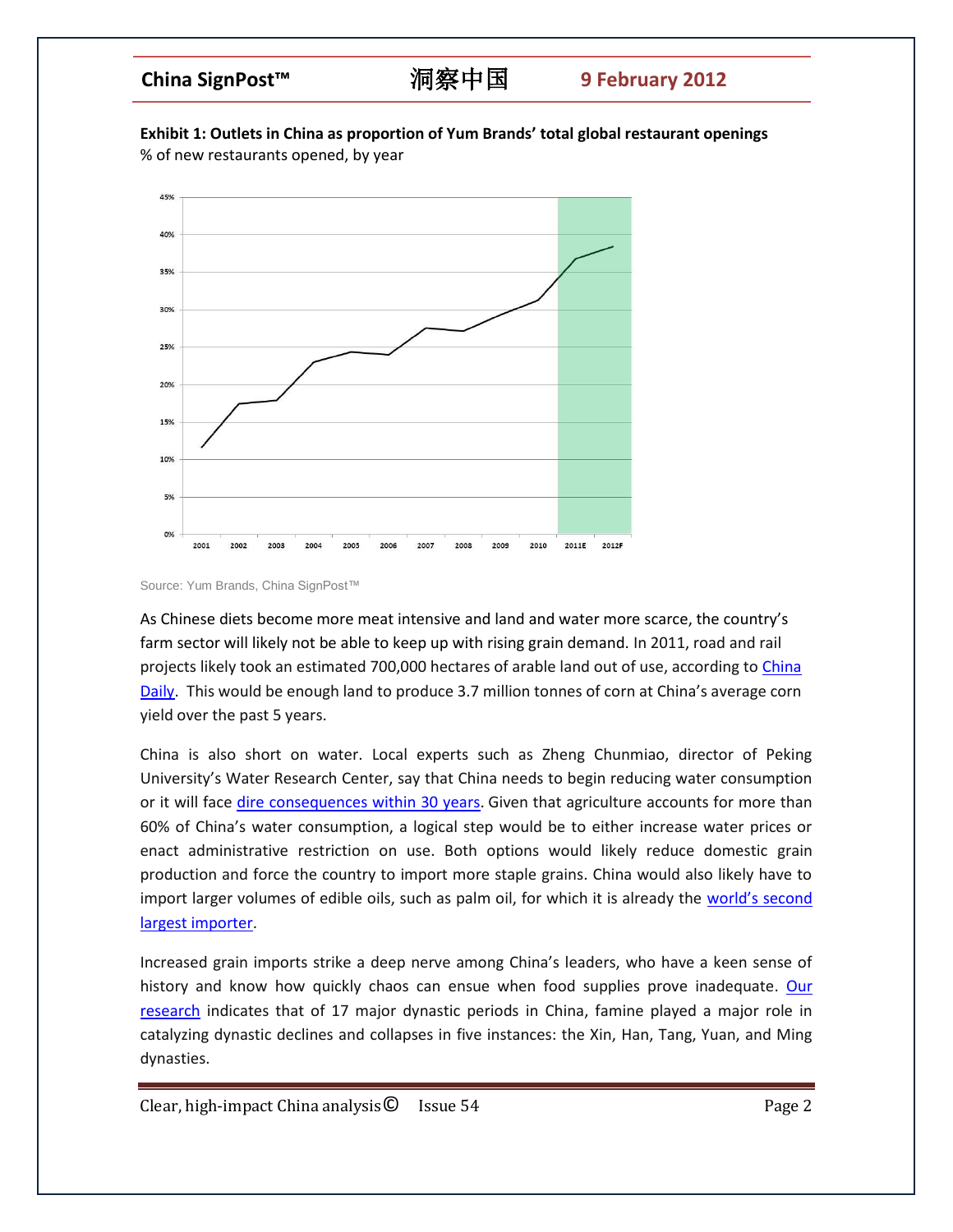**Exhibit 1: Outlets in China as proportion of Yum Brands' total global restaurant openings**
% of new restaurants opened, by year

Source: Yum Brands, China SignPost™

As Chinese diets become more meat intensive and land and water more scarce, the country's farm sector will likely not be able to keep up with rising grain demand. In 2011, road and rail projects likely took an estimated 700,000 hectares of arable land out of use, according to China Daily. This would be enough land to produce 3.7 million tonnes of corn at China's average corn yield over the past 5 years.

China is also short on water. Local experts such as Zheng Chunmiao, director of Peking University's Water Research Center, say that China needs to begin reducing water consumption or it will face dire consequences within 30 years. Given that agriculture accounts for more than 60% of China's water consumption, a logical step would be to either increase water prices or enact administrative restriction on use. Both options would likely reduce domestic grain production and force the country to import more staple grains. China would also likely have to import larger volumes of edible oils, such as palm oil, for which it is already the world's second largest importer.

Increased grain imports strike a deep nerve among China's leaders, who have a keen sense of history and know how quickly chaos can ensue when food supplies prove inadequate. Our research indicates that of 17 major dynastic periods in China, famine played a major role in catalyzing dynastic declines and collapses in five instances: the Xin, Han, Tang, Yuan, and Ming dynasties.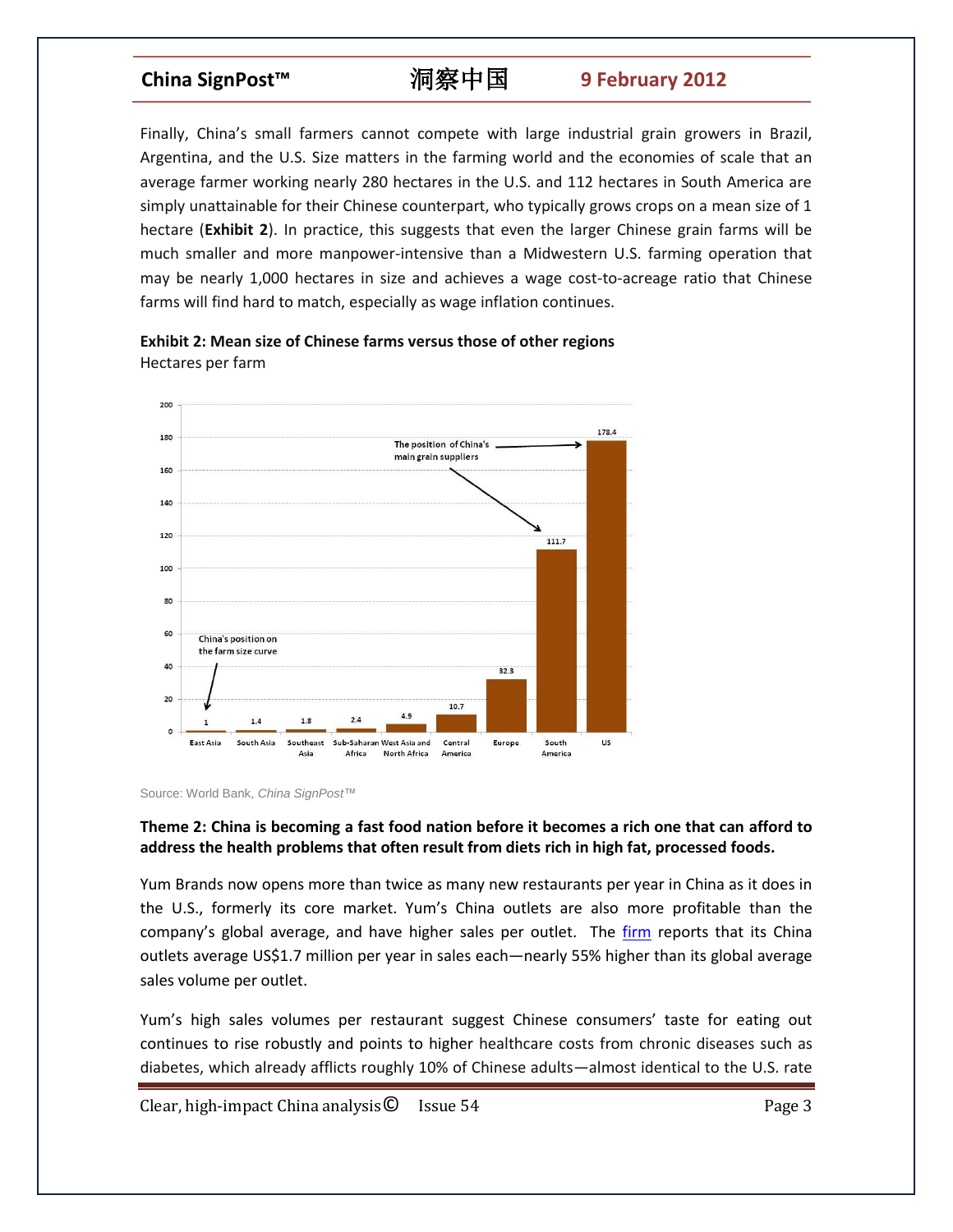Finally, China's small farmers cannot compete with large industrial grain growers in Brazil, Argentina, and the U.S. Size matters in the farming world and the economies of scale that an average farmer working nearly 280 hectares in the U.S. and 112 hectares in South America are simply unattainable for their Chinese counterpart, who typically grows crops on a mean size of 1 hectare (**Exhibit 2**). In practice, this suggests that even the larger Chinese grain farms will be much smaller and more manpower-intensive than a Midwestern U.S. farming operation that may be nearly 1,000 hectares in size and achieves a wage cost-to-acreage ratio that Chinese farms will find hard to match, especially as wage inflation continues.

**Exhibit 2: Mean size of Chinese farms versus those of other regions**
Hectares per farm

| Region | Hectares per farm |
|---|---|
| East Asia | 1 |
| South Asia | 1.4 |
| Southeast Asia | 1.8 |
| Sub-Saharan Africa | 2.4 |
| West Asia and North Africa | 4.9 |
| Central America | 10.7 |
| Europe | 32.3 |
| South America | 111.7 |
| US | 178.4 |

Chart annotations: "China's position on the farm size curve" (East Asia); "The position of China's main grain suppliers" (South America, US).

Source: World Bank, *China SignPost™*

**Theme 2: China is becoming a fast food nation before it becomes a rich one that can afford to address the health problems that often result from diets rich in high fat, processed foods.**

Yum Brands now opens more than twice as many new restaurants per year in China as it does in the U.S., formerly its core market. Yum's China outlets are also more profitable than the company's global average, and have higher sales per outlet. The firm reports that its China outlets average US$1.7 million per year in sales each—nearly 55% higher than its global average sales volume per outlet.

Yum's high sales volumes per restaurant suggest Chinese consumers' taste for eating out continues to rise robustly and points to higher healthcare costs from chronic diseases such as diabetes, which already afflicts roughly 10% of Chinese adults—almost identical to the U.S. rate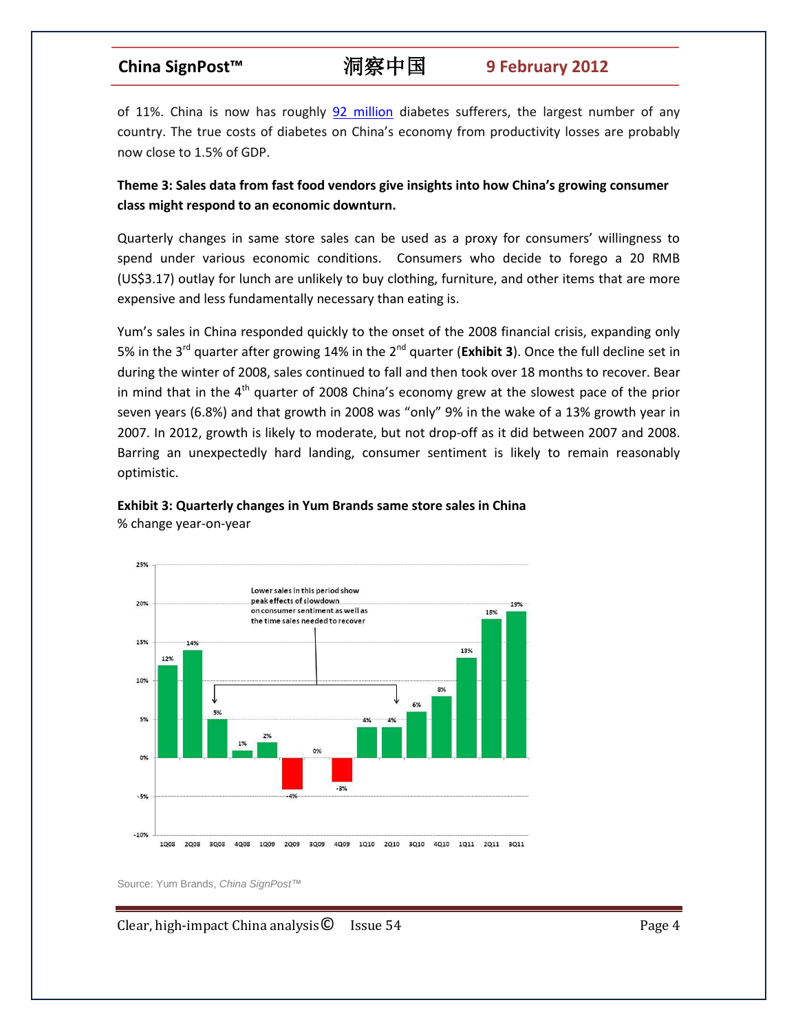of 11%. China is now has roughly 92 million diabetes sufferers, the largest number of any country. The true costs of diabetes on China's economy from productivity losses are probably now close to 1.5% of GDP.

**Theme 3: Sales data from fast food vendors give insights into how China's growing consumer class might respond to an economic downturn.**

Quarterly changes in same store sales can be used as a proxy for consumers' willingness to spend under various economic conditions. Consumers who decide to forego a 20 RMB (US$3.17) outlay for lunch are unlikely to buy clothing, furniture, and other items that are more expensive and less fundamentally necessary than eating is.

Yum's sales in China responded quickly to the onset of the 2008 financial crisis, expanding only 5% in the 3rd quarter after growing 14% in the 2nd quarter (**Exhibit 3**). Once the full decline set in during the winter of 2008, sales continued to fall and then took over 18 months to recover. Bear in mind that in the 4th quarter of 2008 China's economy grew at the slowest pace of the prior seven years (6.8%) and that growth in 2008 was "only" 9% in the wake of a 13% growth year in 2007. In 2012, growth is likely to moderate, but not drop-off as it did between 2007 and 2008. Barring an unexpectedly hard landing, consumer sentiment is likely to remain reasonably optimistic.

**Exhibit 3: Quarterly changes in Yum Brands same store sales in China**

% change year-on-year

| Quarter | % change |
|---|---|
| 1Q08 | 12% |
| 2Q08 | 14% |
| 3Q08 | 5% |
| 4Q08 | 1% |
| 1Q09 | 2% |
| 2Q09 | -4% |
| 3Q09 | 0% |
| 4Q09 | -3% |
| 1Q10 | 4% |
| 2Q10 | 4% |
| 3Q10 | 6% |
| 4Q10 | 8% |
| 1Q11 | 13% |
| 2Q11 | 18% |
| 3Q11 | 19% |

Lower sales in this period show peak effects of slowdown on consumer sentiment as well as the time sales needed to recover

Source: Yum Brands, *China SignPost™*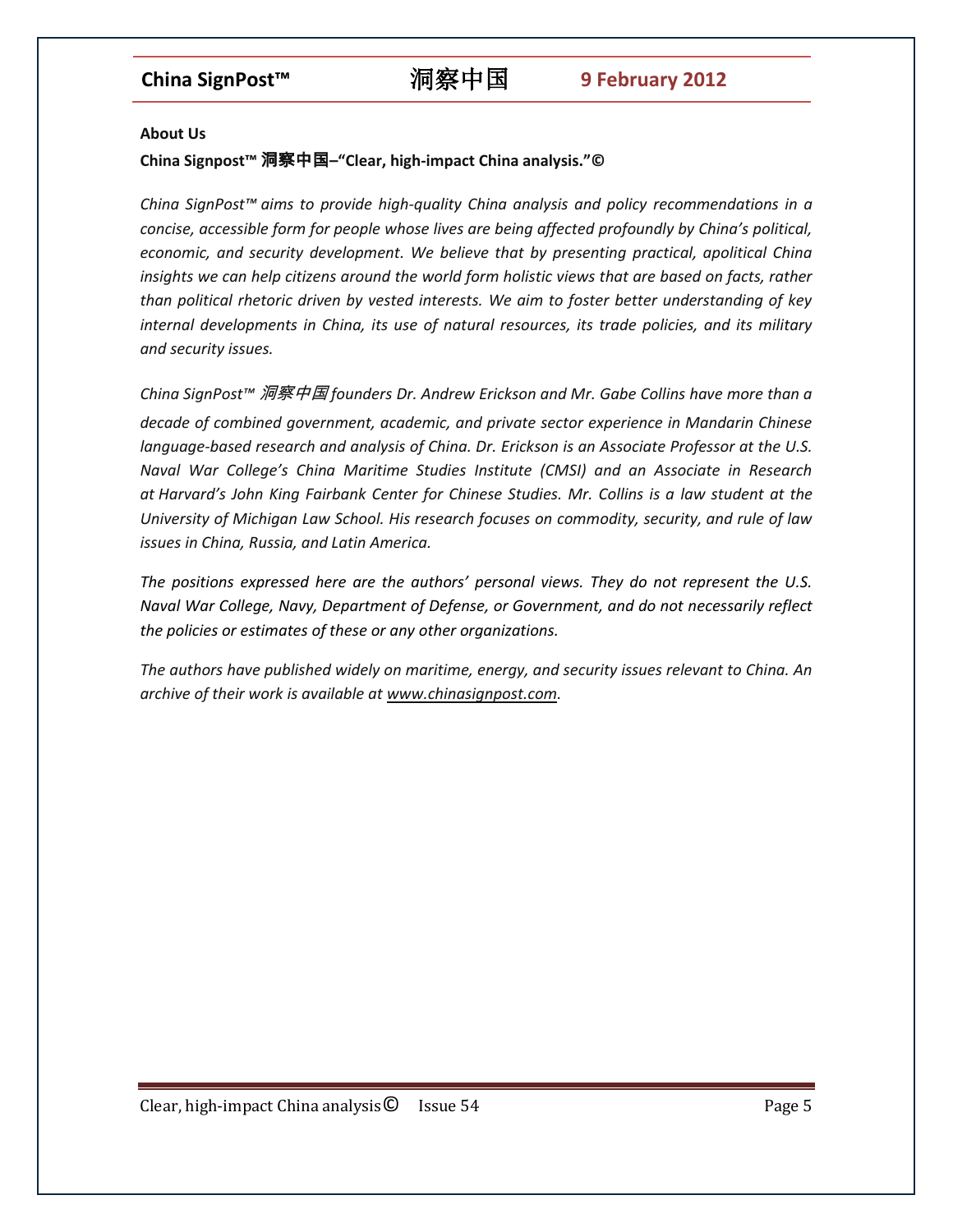**About Us**

**China Signpost™ 洞察中国–"Clear, high-impact China analysis."©**

*China SignPost™ aims to provide high-quality China analysis and policy recommendations in a concise, accessible form for people whose lives are being affected profoundly by China's political, economic, and security development. We believe that by presenting practical, apolitical China insights we can help citizens around the world form holistic views that are based on facts, rather than political rhetoric driven by vested interests. We aim to foster better understanding of key internal developments in China, its use of natural resources, its trade policies, and its military and security issues.*

*China SignPost™ 洞察中国 founders Dr. Andrew Erickson and Mr. Gabe Collins have more than a decade of combined government, academic, and private sector experience in Mandarin Chinese language-based research and analysis of China. Dr. Erickson is an Associate Professor at the U.S. Naval War College's China Maritime Studies Institute (CMSI) and an Associate in Research at Harvard's John King Fairbank Center for Chinese Studies. Mr. Collins is a law student at the University of Michigan Law School. His research focuses on commodity, security, and rule of law issues in China, Russia, and Latin America.*

*The positions expressed here are the authors' personal views. They do not represent the U.S. Naval War College, Navy, Department of Defense, or Government, and do not necessarily reflect the policies or estimates of these or any other organizations.*

*The authors have published widely on maritime, energy, and security issues relevant to China. An archive of their work is available at www.chinasignpost.com.*